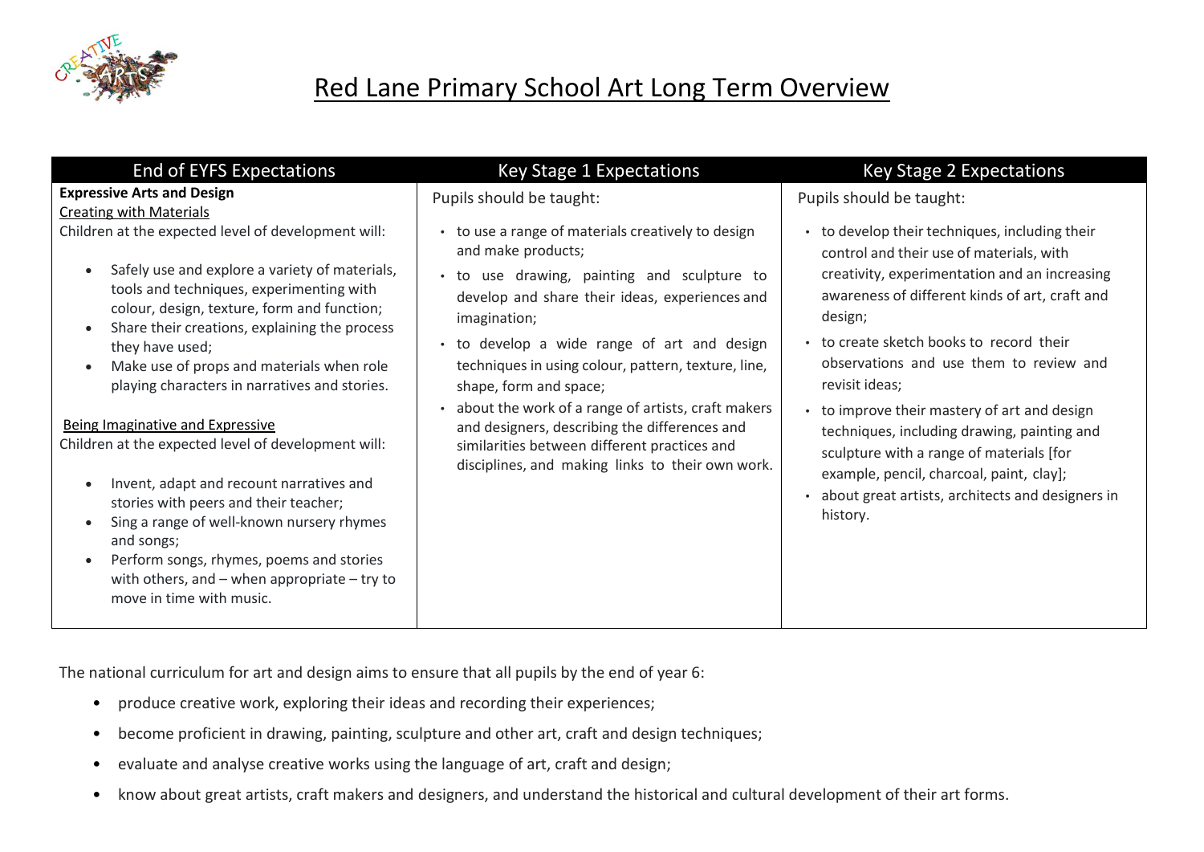# Red Lane Primary School Art Long Term Overview

| End of EYFS Expectations | Key Stage 1 Expectations | Key Stage 2 Expectations |
| --- | --- | --- |
| **Expressive Arts and Design**<br>Creating with Materials<br>Children at the expected level of development will:<br>• Safely use and explore a variety of materials, tools and techniques, experimenting with colour, design, texture, form and function;<br>• Share their creations, explaining the process they have used;<br>• Make use of props and materials when role playing characters in narratives and stories.<br><br>Being Imaginative and Expressive<br>Children at the expected level of development will:<br>• Invent, adapt and recount narratives and stories with peers and their teacher;<br>• Sing a range of well-known nursery rhymes and songs;<br>• Perform songs, rhymes, poems and stories with others, and – when appropriate – try to move in time with music. | Pupils should be taught:<br>• to use a range of materials creatively to design and make products;<br>• to use drawing, painting and sculpture to develop and share their ideas, experiences and imagination;<br>• to develop a wide range of art and design techniques in using colour, pattern, texture, line, shape, form and space;<br>• about the work of a range of artists, craft makers and designers, describing the differences and similarities between different practices and disciplines, and making links to their own work. | Pupils should be taught:<br>• to develop their techniques, including their control and their use of materials, with creativity, experimentation and an increasing awareness of different kinds of art, craft and design;<br>• to create sketch books to record their observations and use them to review and revisit ideas;<br>• to improve their mastery of art and design techniques, including drawing, painting and sculpture with a range of materials [for example, pencil, charcoal, paint, clay];<br>• about great artists, architects and designers in history. |

The national curriculum for art and design aims to ensure that all pupils by the end of year 6:

- produce creative work, exploring their ideas and recording their experiences;
- become proficient in drawing, painting, sculpture and other art, craft and design techniques;
- evaluate and analyse creative works using the language of art, craft and design;
- know about great artists, craft makers and designers, and understand the historical and cultural development of their art forms.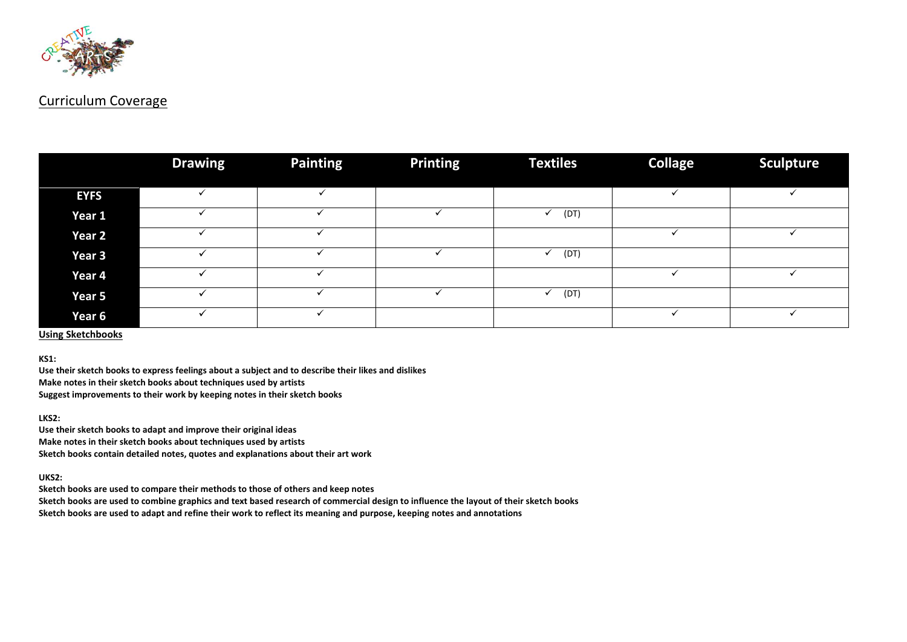## Curriculum Coverage

| | Drawing | Painting | Printing | Textiles | Collage | Sculpture |
|---|---|---|---|---|---|---|
| **EYFS** | ✓ | ✓ | | | ✓ | ✓ |
| **Year 1** | ✓ | ✓ | ✓ | ✓ (DT) | | |
| **Year 2** | ✓ | ✓ | | | ✓ | ✓ |
| **Year 3** | ✓ | ✓ | ✓ | ✓ (DT) | | |
| **Year 4** | ✓ | ✓ | | | ✓ | ✓ |
| **Year 5** | ✓ | ✓ | ✓ | ✓ (DT) | | |
| **Year 6** | ✓ | ✓ | | | ✓ | ✓ |

**Using Sketchbooks**

**KS1:**
**Use their sketch books to express feelings about a subject and to describe their likes and dislikes**
**Make notes in their sketch books about techniques used by artists**
**Suggest improvements to their work by keeping notes in their sketch books**

**LKS2:**
**Use their sketch books to adapt and improve their original ideas**
**Make notes in their sketch books about techniques used by artists**
**Sketch books contain detailed notes, quotes and explanations about their art work**

**UKS2:**
**Sketch books are used to compare their methods to those of others and keep notes**
**Sketch books are used to combine graphics and text based research of commercial design to influence the layout of their sketch books**
**Sketch books are used to adapt and refine their work to reflect its meaning and purpose, keeping notes and annotations**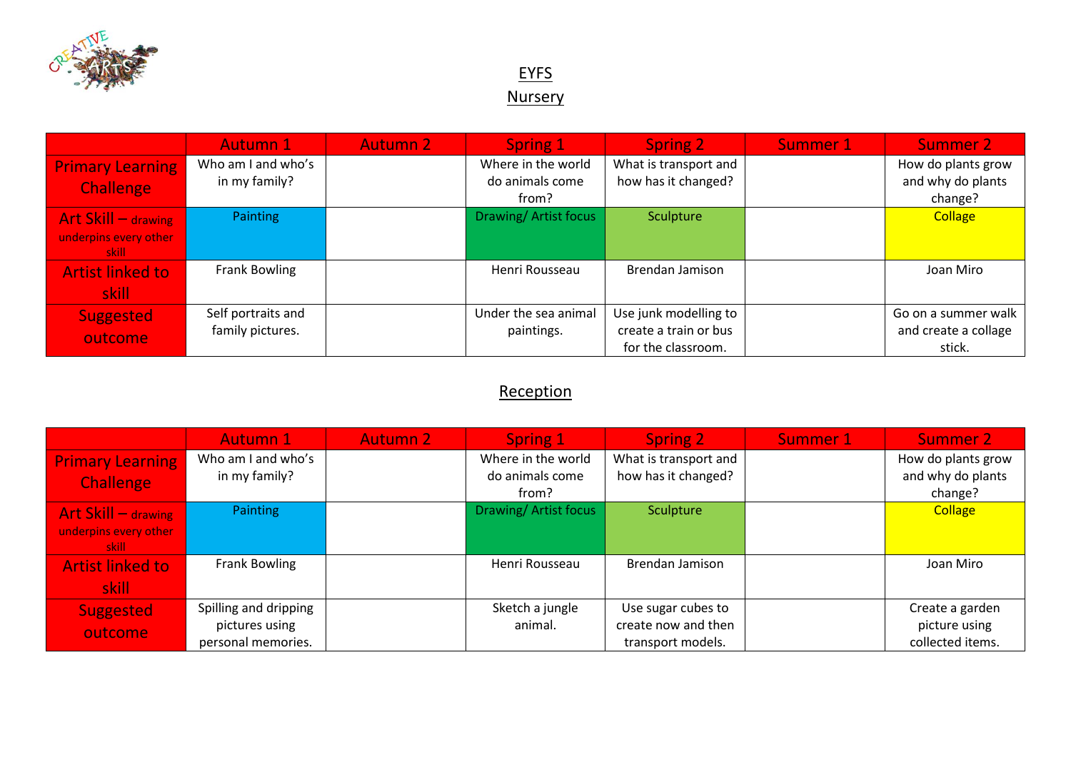# EYFS

## Nursery

| | Autumn 1 | Autumn 2 | Spring 1 | Spring 2 | Summer 1 | Summer 2 |
|---|---|---|---|---|---|---|
| Primary Learning Challenge | Who am I and who's in my family? | | Where in the world do animals come from? | What is transport and how has it changed? | | How do plants grow and why do plants change? |
| Art Skill – drawing underpins every other skill | Painting | | Drawing/ Artist focus | Sculpture | | Collage |
| Artist linked to skill | Frank Bowling | | Henri Rousseau | Brendan Jamison | | Joan Miro |
| Suggested outcome | Self portraits and family pictures. | | Under the sea animal paintings. | Use junk modelling to create a train or bus for the classroom. | | Go on a summer walk and create a collage stick. |

## Reception

| | Autumn 1 | Autumn 2 | Spring 1 | Spring 2 | Summer 1 | Summer 2 |
|---|---|---|---|---|---|---|
| Primary Learning Challenge | Who am I and who's in my family? | | Where in the world do animals come from? | What is transport and how has it changed? | | How do plants grow and why do plants change? |
| Art Skill – drawing underpins every other skill | Painting | | Drawing/ Artist focus | Sculpture | | Collage |
| Artist linked to skill | Frank Bowling | | Henri Rousseau | Brendan Jamison | | Joan Miro |
| Suggested outcome | Spilling and dripping pictures using personal memories. | | Sketch a jungle animal. | Use sugar cubes to create now and then transport models. | | Create a garden picture using collected items. |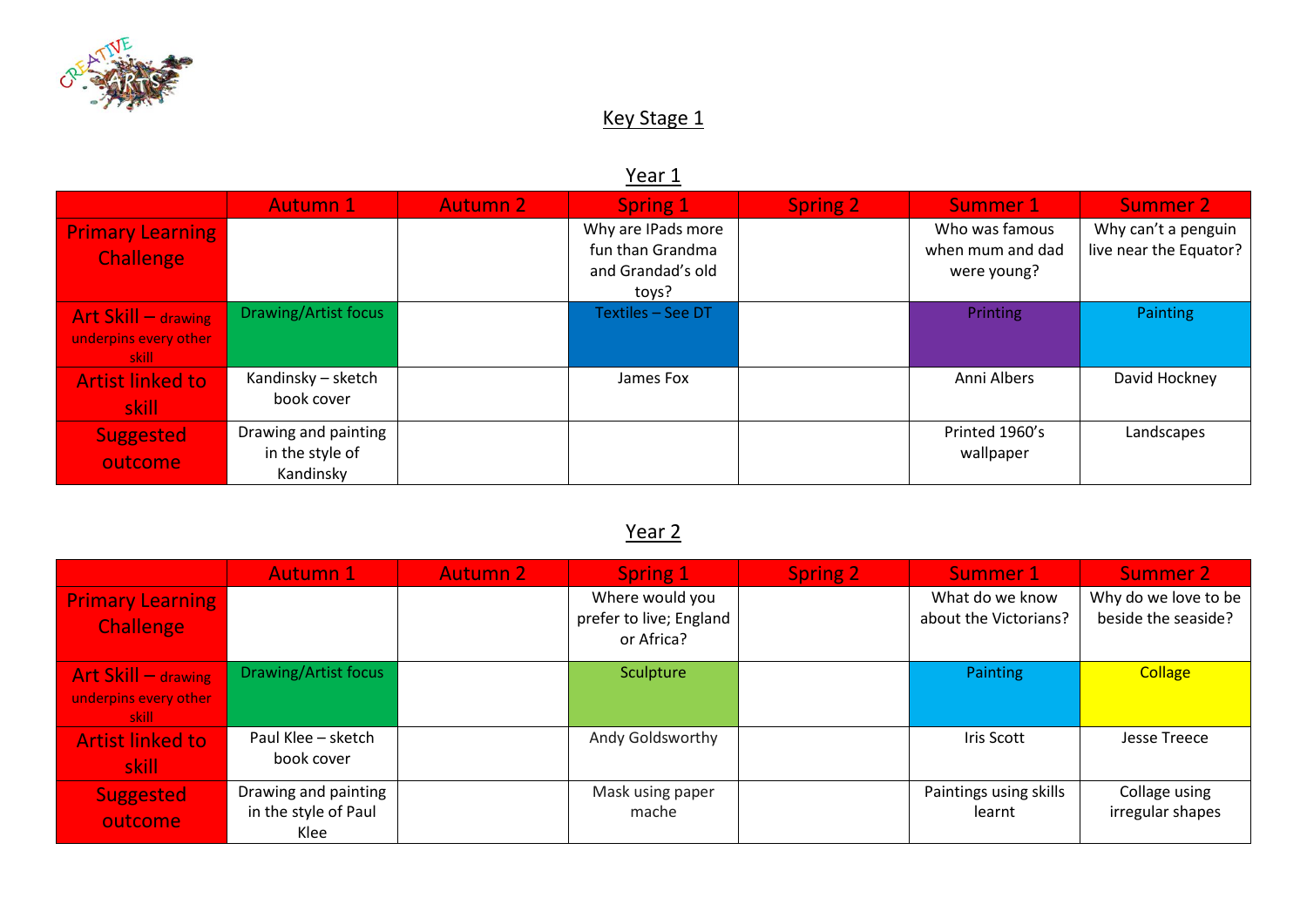# Key Stage 1

## Year 1

| | Autumn 1 | Autumn 2 | Spring 1 | Spring 2 | Summer 1 | Summer 2 |
|---|---|---|---|---|---|---|
| Primary Learning Challenge | | | Why are IPads more fun than Grandma and Grandad's old toys? | | Who was famous when mum and dad were young? | Why can't a penguin live near the Equator? |
| Art Skill – drawing underpins every other skill | Drawing/Artist focus | | Textiles – See DT | | Printing | Painting |
| Artist linked to skill | Kandinsky – sketch book cover | | James Fox | | Anni Albers | David Hockney |
| Suggested outcome | Drawing and painting in the style of Kandinsky | | | | Printed 1960's wallpaper | Landscapes |

## Year 2

| | Autumn 1 | Autumn 2 | Spring 1 | Spring 2 | Summer 1 | Summer 2 |
|---|---|---|---|---|---|---|
| Primary Learning Challenge | | | Where would you prefer to live; England or Africa? | | What do we know about the Victorians? | Why do we love to be beside the seaside? |
| Art Skill – drawing underpins every other skill | Drawing/Artist focus | | Sculpture | | Painting | Collage |
| Artist linked to skill | Paul Klee – sketch book cover | | Andy Goldsworthy | | Iris Scott | Jesse Treece |
| Suggested outcome | Drawing and painting in the style of Paul Klee | | Mask using paper mache | | Paintings using skills learnt | Collage using irregular shapes |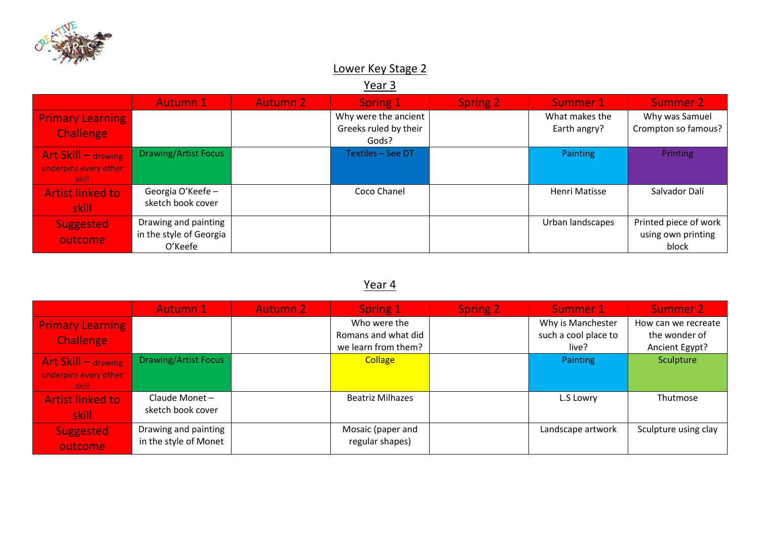# Lower Key Stage 2

## Year 3

| | Autumn 1 | Autumn 2 | Spring 1 | Spring 2 | Summer 1 | Summer 2 |
|---|---|---|---|---|---|---|
| Primary Learning Challenge | | | Why were the ancient Greeks ruled by their Gods? | | What makes the Earth angry? | Why was Samuel Crompton so famous? |
| Art Skill – drawing underpins every other skill | Drawing/Artist Focus | | Textiles – See DT | | Painting | Printing |
| Artist linked to skill | Georgia O'Keefe – sketch book cover | | Coco Chanel | | Henri Matisse | Salvador Dalí |
| Suggested outcome | Drawing and painting in the style of Georgia O'Keefe | | | | Urban landscapes | Printed piece of work using own printing block |

## Year 4

| | Autumn 1 | Autumn 2 | Spring 1 | Spring 2 | Summer 1 | Summer 2 |
|---|---|---|---|---|---|---|
| Primary Learning Challenge | | | Who were the Romans and what did we learn from them? | | Why is Manchester such a cool place to live? | How can we recreate the wonder of Ancient Egypt? |
| Art Skill – drawing underpins every other skill | Drawing/Artist Focus | | Collage | | Painting | Sculpture |
| Artist linked to skill | Claude Monet – sketch book cover | | Beatriz Milhazes | | L.S Lowry | Thutmose |
| Suggested outcome | Drawing and painting in the style of Monet | | Mosaic (paper and regular shapes) | | Landscape artwork | Sculpture using clay |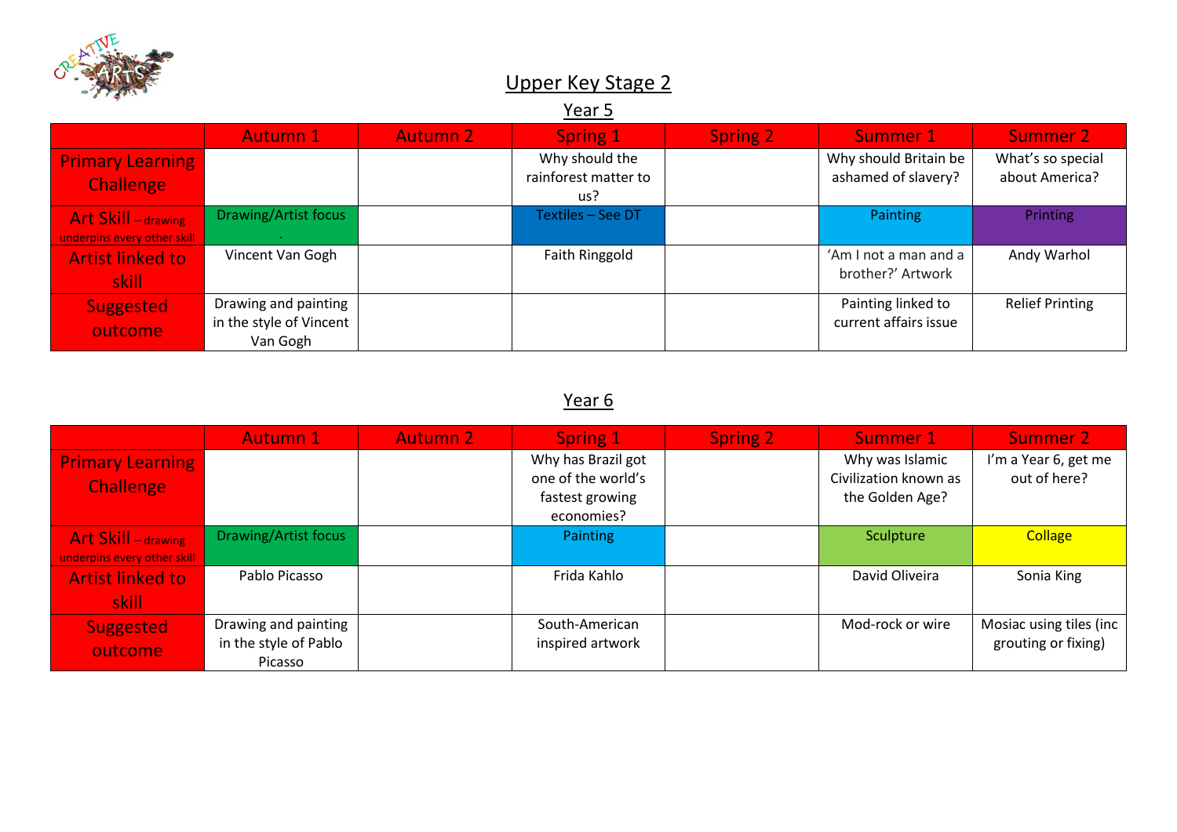# Upper Key Stage 2

## Year 5

| | Autumn 1 | Autumn 2 | Spring 1 | Spring 2 | Summer 1 | Summer 2 |
|---|---|---|---|---|---|---|
| Primary Learning Challenge | | | Why should the rainforest matter to us? | | Why should Britain be ashamed of slavery? | What's so special about America? |
| Art Skill – drawing underpins every other skill | Drawing/Artist focus . | | Textiles – See DT | | Painting | Printing |
| Artist linked to skill | Vincent Van Gogh | | Faith Ringgold | | 'Am I not a man and a brother?' Artwork | Andy Warhol |
| Suggested outcome | Drawing and painting in the style of Vincent Van Gogh | | | | Painting linked to current affairs issue | Relief Printing |

## Year 6

| | Autumn 1 | Autumn 2 | Spring 1 | Spring 2 | Summer 1 | Summer 2 |
|---|---|---|---|---|---|---|
| Primary Learning Challenge | | | Why has Brazil got one of the world's fastest growing economies? | | Why was Islamic Civilization known as the Golden Age? | I'm a Year 6, get me out of here? |
| Art Skill – drawing underpins every other skill | Drawing/Artist focus | | Painting | | Sculpture | Collage |
| Artist linked to skill | Pablo Picasso | | Frida Kahlo | | David Oliveira | Sonia King |
| Suggested outcome | Drawing and painting in the style of Pablo Picasso | | South-American inspired artwork | | Mod-rock or wire | Mosiac using tiles (inc grouting or fixing) |